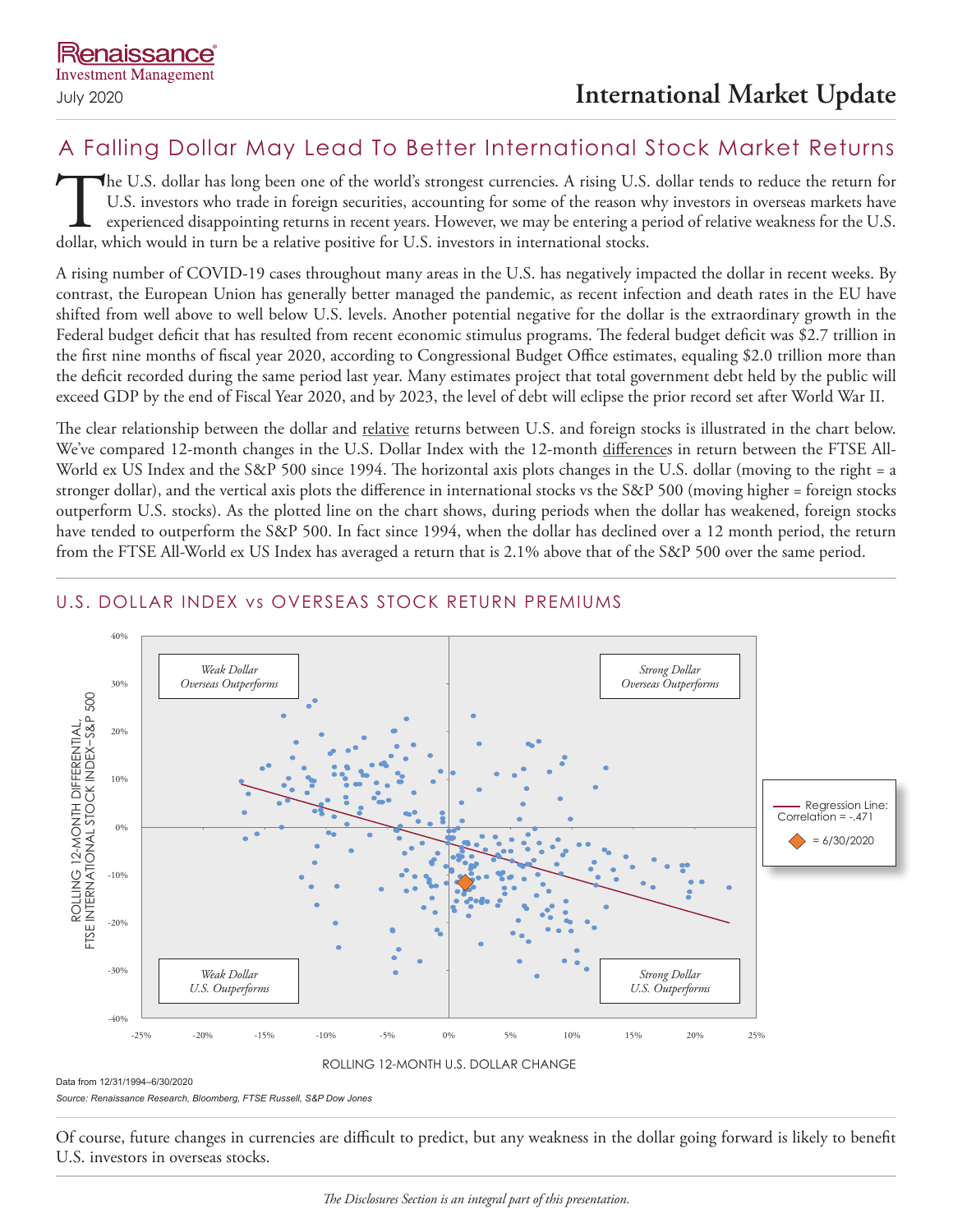Renaissance Investment Management

July 2020

# International Market Update

## A Falling Dollar May Lead To Better International Stock Market Returns

The U.S. dollar has long been one of the world's strongest currencies. A rising U.S. dollar tends to reduce the return for U.S. investors who trade in foreign securities, accounting for some of the reason why investors in overseas markets have experienced disappointing returns in recent years. However, we may be entering a period of relative weakness for the U.S. dollar, which would in turn be a relative positive for U.S. investors in international stocks.

A rising number of COVID-19 cases throughout many areas in the U.S. has negatively impacted the dollar in recent weeks. By contrast, the European Union has generally better managed the pandemic, as recent infection and death rates in the EU have shifted from well above to well below U.S. levels. Another potential negative for the dollar is the extraordinary growth in the Federal budget deficit that has resulted from recent economic stimulus programs. The federal budget deficit was $2.7 trillion in the first nine months of fiscal year 2020, according to Congressional Budget Office estimates, equaling $2.0 trillion more than the deficit recorded during the same period last year. Many estimates project that total government debt held by the public will exceed GDP by the end of Fiscal Year 2020, and by 2023, the level of debt will eclipse the prior record set after World War II.

The clear relationship between the dollar and relative returns between U.S. and foreign stocks is illustrated in the chart below. We've compared 12-month changes in the U.S. Dollar Index with the 12-month differences in return between the FTSE All-World ex US Index and the S&P 500 since 1994. The horizontal axis plots changes in the U.S. dollar (moving to the right = a stronger dollar), and the vertical axis plots the difference in international stocks vs the S&P 500 (moving higher = foreign stocks outperform U.S. stocks). As the plotted line on the chart shows, during periods when the dollar has weakened, foreign stocks have tended to outperform the S&P 500. In fact since 1994, when the dollar has declined over a 12 month period, the return from the FTSE All-World ex US Index has averaged a return that is 2.1% above that of the S&P 500 over the same period.

### U.S. DOLLAR INDEX vs OVERSEAS STOCK RETURN PREMIUMS

Data from 12/31/1994–6/30/2020

*Source: Renaissance Research, Bloomberg, FTSE Russell, S&P Dow Jones*

Of course, future changes in currencies are difficult to predict, but any weakness in the dollar going forward is likely to benefit U.S. investors in overseas stocks.

*The Disclosures Section is an integral part of this presentation.*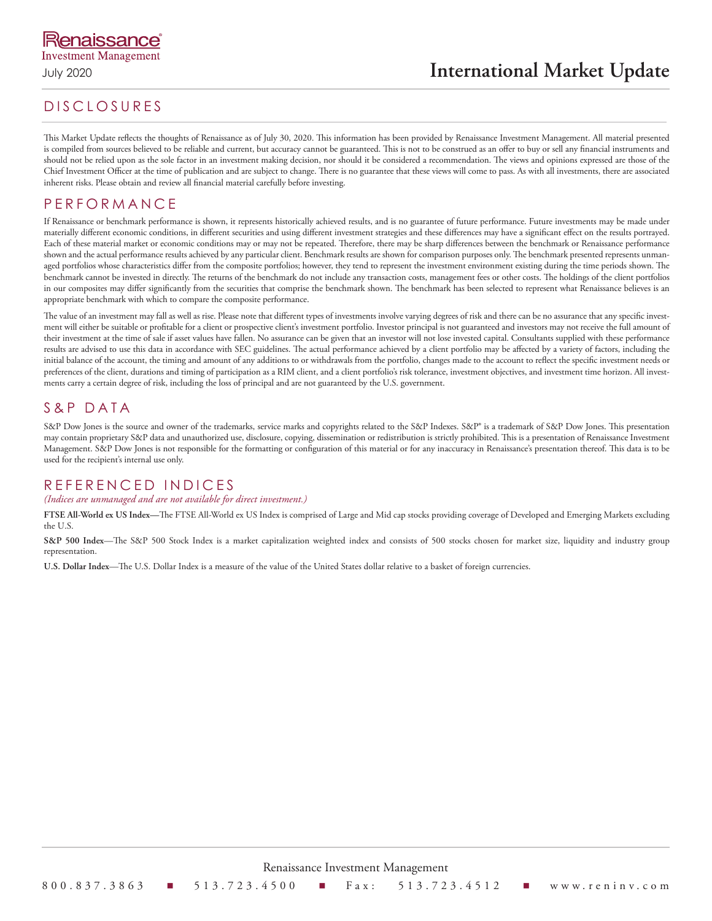## DISCLOSURES

This Market Update reflects the thoughts of Renaissance as of July 30, 2020. This information has been provided by Renaissance Investment Management. All material presented is compiled from sources believed to be reliable and current, but accuracy cannot be guaranteed. This is not to be construed as an offer to buy or sell any financial instruments and should not be relied upon as the sole factor in an investment making decision, nor should it be considered a recommendation. The views and opinions expressed are those of the Chief Investment Officer at the time of publication and are subject to change. There is no guarantee that these views will come to pass. As with all investments, there are associated inherent risks. Please obtain and review all financial material carefully before investing.

## PERFORMANCE

If Renaissance or benchmark performance is shown, it represents historically achieved results, and is no guarantee of future performance. Future investments may be made under materially different economic conditions, in different securities and using different investment strategies and these differences may have a significant effect on the results portrayed. Each of these material market or economic conditions may or may not be repeated. Therefore, there may be sharp differences between the benchmark or Renaissance performance shown and the actual performance results achieved by any particular client. Benchmark results are shown for comparison purposes only. The benchmark presented represents unmanaged portfolios whose characteristics differ from the composite portfolios; however, they tend to represent the investment environment existing during the time periods shown. The benchmark cannot be invested in directly. The returns of the benchmark do not include any transaction costs, management fees or other costs. The holdings of the client portfolios in our composites may differ significantly from the securities that comprise the benchmark shown. The benchmark has been selected to represent what Renaissance believes is an appropriate benchmark with which to compare the composite performance.

The value of an investment may fall as well as rise. Please note that different types of investments involve varying degrees of risk and there can be no assurance that any specific investment will either be suitable or profitable for a client or prospective client's investment portfolio. Investor principal is not guaranteed and investors may not receive the full amount of their investment at the time of sale if asset values have fallen. No assurance can be given that an investor will not lose invested capital. Consultants supplied with these performance results are advised to use this data in accordance with SEC guidelines. The actual performance achieved by a client portfolio may be affected by a variety of factors, including the initial balance of the account, the timing and amount of any additions to or withdrawals from the portfolio, changes made to the account to reflect the specific investment needs or preferences of the client, durations and timing of participation as a RIM client, and a client portfolio's risk tolerance, investment objectives, and investment time horizon. All investments carry a certain degree of risk, including the loss of principal and are not guaranteed by the U.S. government.

## S&P DATA

S&P Dow Jones is the source and owner of the trademarks, service marks and copyrights related to the S&P Indexes. S&P® is a trademark of S&P Dow Jones. This presentation may contain proprietary S&P data and unauthorized use, disclosure, copying, dissemination or redistribution is strictly prohibited. This is a presentation of Renaissance Investment Management. S&P Dow Jones is not responsible for the formatting or configuration of this material or for any inaccuracy in Renaissance's presentation thereof. This data is to be used for the recipient's internal use only.

## REFERENCED INDICES

*(Indices are unmanaged and are not available for direct investment.)*

**FTSE All-World ex US Index**—The FTSE All-World ex US Index is comprised of Large and Mid cap stocks providing coverage of Developed and Emerging Markets excluding the U.S.

**S&P 500 Index**—The S&P 500 Stock Index is a market capitalization weighted index and consists of 500 stocks chosen for market size, liquidity and industry group representation.

**U.S. Dollar Index**—The U.S. Dollar Index is a measure of the value of the United States dollar relative to a basket of foreign currencies.

Renaissance Investment Management

800.837.3863 ■ 513.723.4500 ■ Fax: 513.723.4512 ■ www.reninv.com